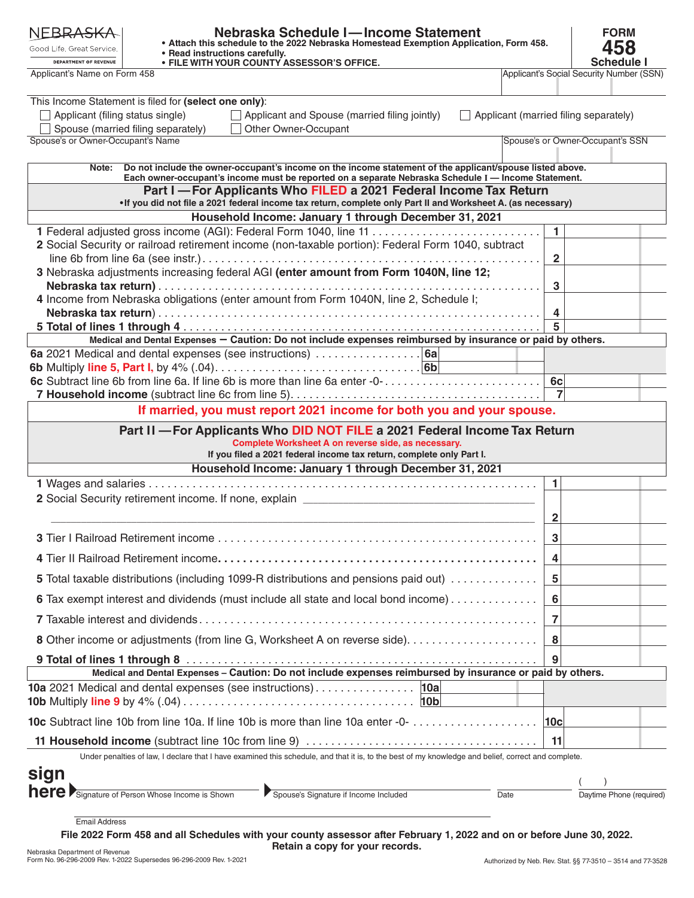NEBRASKA
Good Life. Great Service.
DEPARTMENT OF REVENUE

# Nebraska Schedule I — Income Statement

- Attach this schedule to the 2022 Nebraska Homestead Exemption Application, Form 458.
- Read instructions carefully.
- FILE WITH YOUR COUNTY ASSESSOR'S OFFICE.

**FORM 458 Schedule I**

| Applicant's Name on Form 458 | Applicant's Social Security Number (SSN) |
|---|---|
| | |

This Income Statement is filed for **(select one only)**:

- ☐ Applicant (filing status single)
- ☐ Applicant and Spouse (married filing jointly)
- ☐ Applicant (married filing separately)
- ☐ Spouse (married filing separately)
- ☐ Other Owner-Occupant

| Spouse's or Owner-Occupant's Name | Spouse's or Owner-Occupant's SSN |
|---|---|
| | |

**Note: Do not include the owner-occupant's income on the income statement of the applicant/spouse listed above. Each owner-occupant's income must be reported on a separate Nebraska Schedule I — Income Statement.**

## Part I — For Applicants Who FILED a 2021 Federal Income Tax Return

**•If you did not file a 2021 federal income tax return, complete only Part II and Worksheet A. (as necessary)**

### Household Income: January 1 through December 31, 2021

| Line | Description | | Line | Amount |
|---|---|---|---|---|
| 1 | Federal adjusted gross income (AGI): Federal Form 1040, line 11 | | 1 | |
| 2 | Social Security or railroad retirement income (non-taxable portion): Federal Form 1040, subtract line 6b from line 6a (see instr.) | | 2 | |
| 3 | Nebraska adjustments increasing federal AGI **(enter amount from Form 1040N, line 12; Nebraska tax return)** | | 3 | |
| 4 | Income from Nebraska obligations (enter amount from Form 1040N, line 2, Schedule I; **Nebraska tax return**) | | 4 | |
| **5** | **Total of lines 1 through 4** | | 5 | |

**Medical and Dental Expenses — Caution: Do not include expenses reimbursed by insurance or paid by others.**

| Line | Description | | Line | Amount |
|---|---|---|---|---|
| 6a | 2021 Medical and dental expenses (see instructions) | 6a | | |
| 6b | Multiply **line 5, Part I,** by 4% (.04) | 6b | | |
| 6c | Subtract line 6b from line 6a. If line 6b is more than line 6a enter -0- | | 6c | |
| 7 | **Household income** (subtract line 6c from line 5) | | 7 | |

**If married, you must report 2021 income for both you and your spouse.**

## Part II — For Applicants Who DID NOT FILE a 2021 Federal Income Tax Return

**Complete Worksheet A on reverse side, as necessary.**
**If you filed a 2021 federal income tax return, complete only Part I.**

### Household Income: January 1 through December 31, 2021

| Line | Description | | Line | Amount |
|---|---|---|---|---|
| 1 | Wages and salaries | | 1 | |
| 2 | Social Security retirement income. If none, explain ______ | | 2 | |
| 3 | Tier I Railroad Retirement income | | 3 | |
| 4 | Tier II Railroad Retirement income | | 4 | |
| 5 | Total taxable distributions (including 1099-R distributions and pensions paid out) | | 5 | |
| 6 | Tax exempt interest and dividends (must include all state and local bond income) | | 6 | |
| 7 | Taxable interest and dividends | | 7 | |
| 8 | Other income or adjustments (from line G, Worksheet A on reverse side) | | 8 | |
| **9** | **Total of lines 1 through 8** | | 9 | |

**Medical and Dental Expenses – Caution: Do not include expenses reimbursed by insurance or paid by others.**

| Line | Description | | Line | Amount |
|---|---|---|---|---|
| 10a | 2021 Medical and dental expenses (see instructions) | 10a | | |
| 10b | Multiply **line 9** by 4% (.04) | 10b | | |
| 10c | Subtract line 10b from line 10a. If line 10b is more than line 10a enter -0- | | 10c | |
| 11 | **Household income** (subtract line 10c from line 9) | | 11 | |

Under penalties of law, I declare that I have examined this schedule, and that it is, to the best of my knowledge and belief, correct and complete.

**sign here**

| Signature of Person Whose Income is Shown | Spouse's Signature if Income Included | Date | Daytime Phone (required) ( ) |
|---|---|---|---|
| | | | |

Email Address

**File 2022 Form 458 and all Schedules with your county assessor after February 1, 2022 and on or before June 30, 2022. Retain a copy for your records.**

Nebraska Department of Revenue
Form No. 96-296-2009 Rev. 1-2022 Supersedes 96-296-2009 Rev. 1-2021

Authorized by Neb. Rev. Stat. §§ 77-3510 – 3514 and 77-3528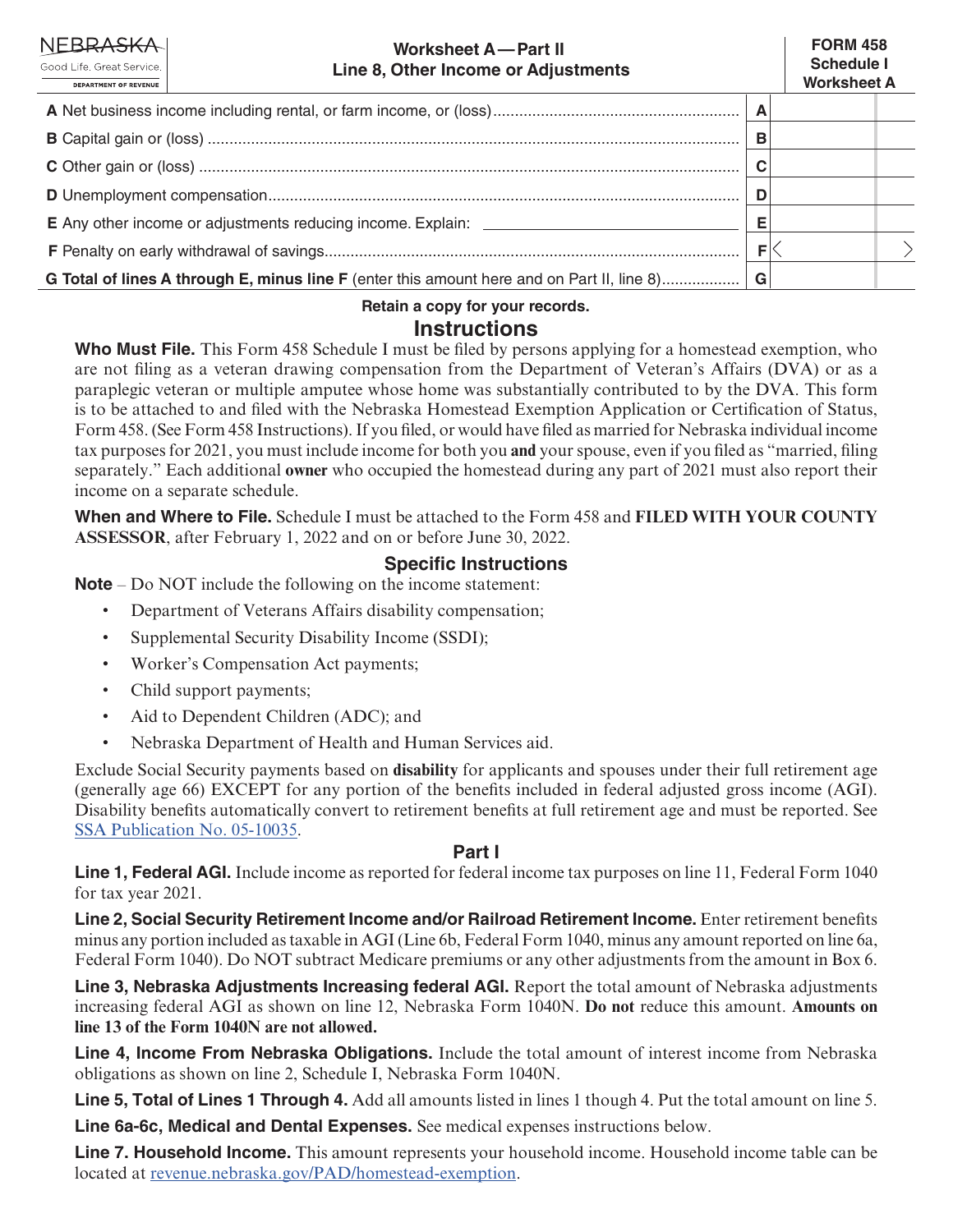NEBRASKA
Good Life. Great Service.
DEPARTMENT OF REVENUE

## Worksheet A — Part II
## Line 8, Other Income or Adjustments

**FORM 458**
**Schedule I**
**Worksheet A**

| Line | | Amount |
|---|---|---|
| **A** Net business income including rental, or farm income, or (loss) | A | |
| **B** Capital gain or (loss) | B | |
| **C** Other gain or (loss) | C | |
| **D** Unemployment compensation | D | |
| **E** Any other income or adjustments reducing income. Explain: ____________ | E | |
| **F** Penalty on early withdrawal of savings | F | < > |
| **G Total of lines A through E, minus line F** (enter this amount here and on Part II, line 8) | G | |

**Retain a copy for your records.**

## Instructions

**Who Must File.** This Form 458 Schedule I must be filed by persons applying for a homestead exemption, who are not filing as a veteran drawing compensation from the Department of Veteran's Affairs (DVA) or as a paraplegic veteran or multiple amputee whose home was substantially contributed to by the DVA. This form is to be attached to and filed with the Nebraska Homestead Exemption Application or Certification of Status, Form 458. (See Form 458 Instructions). If you filed, or would have filed as married for Nebraska individual income tax purposes for 2021, you must include income for both you **and** your spouse, even if you filed as "married, filing separately." Each additional **owner** who occupied the homestead during any part of 2021 must also report their income on a separate schedule.

**When and Where to File.** Schedule I must be attached to the Form 458 and **FILED WITH YOUR COUNTY ASSESSOR**, after February 1, 2022 and on or before June 30, 2022.

### Specific Instructions

**Note** – Do NOT include the following on the income statement:

- Department of Veterans Affairs disability compensation;
- Supplemental Security Disability Income (SSDI);
- Worker's Compensation Act payments;
- Child support payments;
- Aid to Dependent Children (ADC); and
- Nebraska Department of Health and Human Services aid.

Exclude Social Security payments based on **disability** for applicants and spouses under their full retirement age (generally age 66) EXCEPT for any portion of the benefits included in federal adjusted gross income (AGI). Disability benefits automatically convert to retirement benefits at full retirement age and must be reported. See SSA Publication No. 05-10035.

### Part I

**Line 1, Federal AGI.** Include income as reported for federal income tax purposes on line 11, Federal Form 1040 for tax year 2021.

**Line 2, Social Security Retirement Income and/or Railroad Retirement Income.** Enter retirement benefits minus any portion included as taxable in AGI (Line 6b, Federal Form 1040, minus any amount reported on line 6a, Federal Form 1040). Do NOT subtract Medicare premiums or any other adjustments from the amount in Box 6.

**Line 3, Nebraska Adjustments Increasing federal AGI.** Report the total amount of Nebraska adjustments increasing federal AGI as shown on line 12, Nebraska Form 1040N. **Do not** reduce this amount. **Amounts on line 13 of the Form 1040N are not allowed.**

**Line 4, Income From Nebraska Obligations.** Include the total amount of interest income from Nebraska obligations as shown on line 2, Schedule I, Nebraska Form 1040N.

**Line 5, Total of Lines 1 Through 4.** Add all amounts listed in lines 1 though 4. Put the total amount on line 5.

**Line 6a-6c, Medical and Dental Expenses.** See medical expenses instructions below.

**Line 7. Household Income.** This amount represents your household income. Household income table can be located at revenue.nebraska.gov/PAD/homestead-exemption.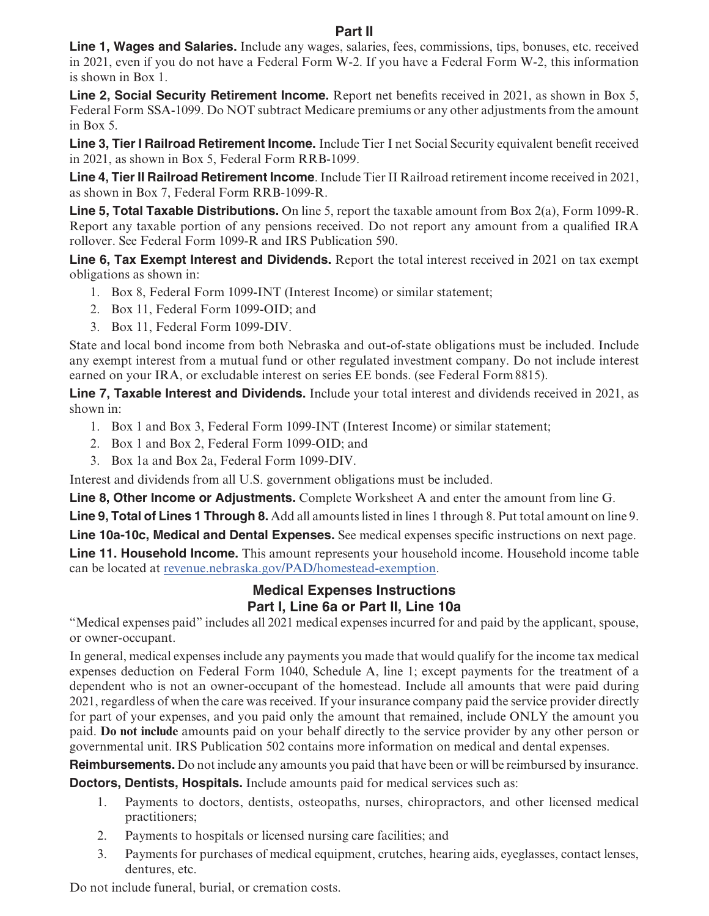## Part II

**Line 1, Wages and Salaries.** Include any wages, salaries, fees, commissions, tips, bonuses, etc. received in 2021, even if you do not have a Federal Form W-2. If you have a Federal Form W-2, this information is shown in Box 1.

**Line 2, Social Security Retirement Income.** Report net benefits received in 2021, as shown in Box 5, Federal Form SSA-1099. Do NOT subtract Medicare premiums or any other adjustments from the amount in Box 5.

**Line 3, Tier I Railroad Retirement Income.** Include Tier I net Social Security equivalent benefit received in 2021, as shown in Box 5, Federal Form RRB-1099.

**Line 4, Tier II Railroad Retirement Income**. Include Tier II Railroad retirement income received in 2021, as shown in Box 7, Federal Form RRB-1099-R.

**Line 5, Total Taxable Distributions.** On line 5, report the taxable amount from Box 2(a), Form 1099-R. Report any taxable portion of any pensions received. Do not report any amount from a qualified IRA rollover. See Federal Form 1099-R and IRS Publication 590.

**Line 6, Tax Exempt Interest and Dividends.** Report the total interest received in 2021 on tax exempt obligations as shown in:

1. Box 8, Federal Form 1099-INT (Interest Income) or similar statement;
2. Box 11, Federal Form 1099-OID; and
3. Box 11, Federal Form 1099-DIV.

State and local bond income from both Nebraska and out-of-state obligations must be included. Include any exempt interest from a mutual fund or other regulated investment company. Do not include interest earned on your IRA, or excludable interest on series EE bonds. (see Federal Form 8815).

**Line 7, Taxable Interest and Dividends.** Include your total interest and dividends received in 2021, as shown in:

1. Box 1 and Box 3, Federal Form 1099-INT (Interest Income) or similar statement;
2. Box 1 and Box 2, Federal Form 1099-OID; and
3. Box 1a and Box 2a, Federal Form 1099-DIV.

Interest and dividends from all U.S. government obligations must be included.

**Line 8, Other Income or Adjustments.** Complete Worksheet A and enter the amount from line G.

**Line 9, Total of Lines 1 Through 8.** Add all amounts listed in lines 1 through 8. Put total amount on line 9.

**Line 10a-10c, Medical and Dental Expenses.** See medical expenses specific instructions on next page.

**Line 11. Household Income.** This amount represents your household income. Household income table can be located at revenue.nebraska.gov/PAD/homestead-exemption.

## Medical Expenses Instructions
## Part I, Line 6a or Part II, Line 10a

"Medical expenses paid" includes all 2021 medical expenses incurred for and paid by the applicant, spouse, or owner-occupant.

In general, medical expenses include any payments you made that would qualify for the income tax medical expenses deduction on Federal Form 1040, Schedule A, line 1; except payments for the treatment of a dependent who is not an owner-occupant of the homestead. Include all amounts that were paid during 2021, regardless of when the care was received. If your insurance company paid the service provider directly for part of your expenses, and you paid only the amount that remained, include ONLY the amount you paid. **Do not include** amounts paid on your behalf directly to the service provider by any other person or governmental unit. IRS Publication 502 contains more information on medical and dental expenses.

**Reimbursements.** Do not include any amounts you paid that have been or will be reimbursed by insurance.

**Doctors, Dentists, Hospitals.** Include amounts paid for medical services such as:

1. Payments to doctors, dentists, osteopaths, nurses, chiropractors, and other licensed medical practitioners;
2. Payments to hospitals or licensed nursing care facilities; and
3. Payments for purchases of medical equipment, crutches, hearing aids, eyeglasses, contact lenses, dentures, etc.

Do not include funeral, burial, or cremation costs.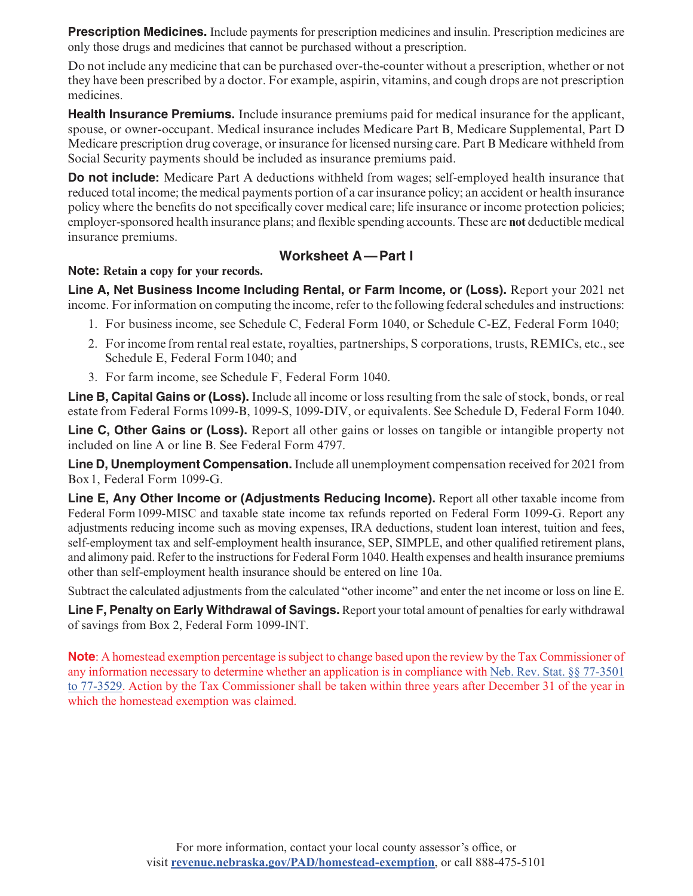**Prescription Medicines.** Include payments for prescription medicines and insulin. Prescription medicines are only those drugs and medicines that cannot be purchased without a prescription.

Do not include any medicine that can be purchased over-the-counter without a prescription, whether or not they have been prescribed by a doctor. For example, aspirin, vitamins, and cough drops are not prescription medicines.

**Health Insurance Premiums.** Include insurance premiums paid for medical insurance for the applicant, spouse, or owner-occupant. Medical insurance includes Medicare Part B, Medicare Supplemental, Part D Medicare prescription drug coverage, or insurance for licensed nursing care. Part B Medicare withheld from Social Security payments should be included as insurance premiums paid.

**Do not include:** Medicare Part A deductions withheld from wages; self-employed health insurance that reduced total income; the medical payments portion of a car insurance policy; an accident or health insurance policy where the benefits do not specifically cover medical care; life insurance or income protection policies; employer-sponsored health insurance plans; and flexible spending accounts. These are **not** deductible medical insurance premiums.

## Worksheet A — Part I

**Note: Retain a copy for your records.**

**Line A, Net Business Income Including Rental, or Farm Income, or (Loss).** Report your 2021 net income. For information on computing the income, refer to the following federal schedules and instructions:

1. For business income, see Schedule C, Federal Form 1040, or Schedule C-EZ, Federal Form 1040;
2. For income from rental real estate, royalties, partnerships, S corporations, trusts, REMICs, etc., see Schedule E, Federal Form 1040; and
3. For farm income, see Schedule F, Federal Form 1040.

**Line B, Capital Gains or (Loss).** Include all income or loss resulting from the sale of stock, bonds, or real estate from Federal Forms 1099-B, 1099-S, 1099-DIV, or equivalents. See Schedule D, Federal Form 1040.

**Line C, Other Gains or (Loss).** Report all other gains or losses on tangible or intangible property not included on line A or line B. See Federal Form 4797.

**Line D, Unemployment Compensation.** Include all unemployment compensation received for 2021 from Box 1, Federal Form 1099-G.

**Line E, Any Other Income or (Adjustments Reducing Income).** Report all other taxable income from Federal Form 1099-MISC and taxable state income tax refunds reported on Federal Form 1099-G. Report any adjustments reducing income such as moving expenses, IRA deductions, student loan interest, tuition and fees, self-employment tax and self-employment health insurance, SEP, SIMPLE, and other qualified retirement plans, and alimony paid. Refer to the instructions for Federal Form 1040. Health expenses and health insurance premiums other than self-employment health insurance should be entered on line 10a.

Subtract the calculated adjustments from the calculated "other income" and enter the net income or loss on line E.

**Line F, Penalty on Early Withdrawal of Savings.** Report your total amount of penalties for early withdrawal of savings from Box 2, Federal Form 1099-INT.

**Note**: A homestead exemption percentage is subject to change based upon the review by the Tax Commissioner of any information necessary to determine whether an application is in compliance with Neb. Rev. Stat. §§ 77-3501 to 77-3529. Action by the Tax Commissioner shall be taken within three years after December 31 of the year in which the homestead exemption was claimed.

For more information, contact your local county assessor's office, or visit **revenue.nebraska.gov/PAD/homestead-exemption**, or call 888-475-5101